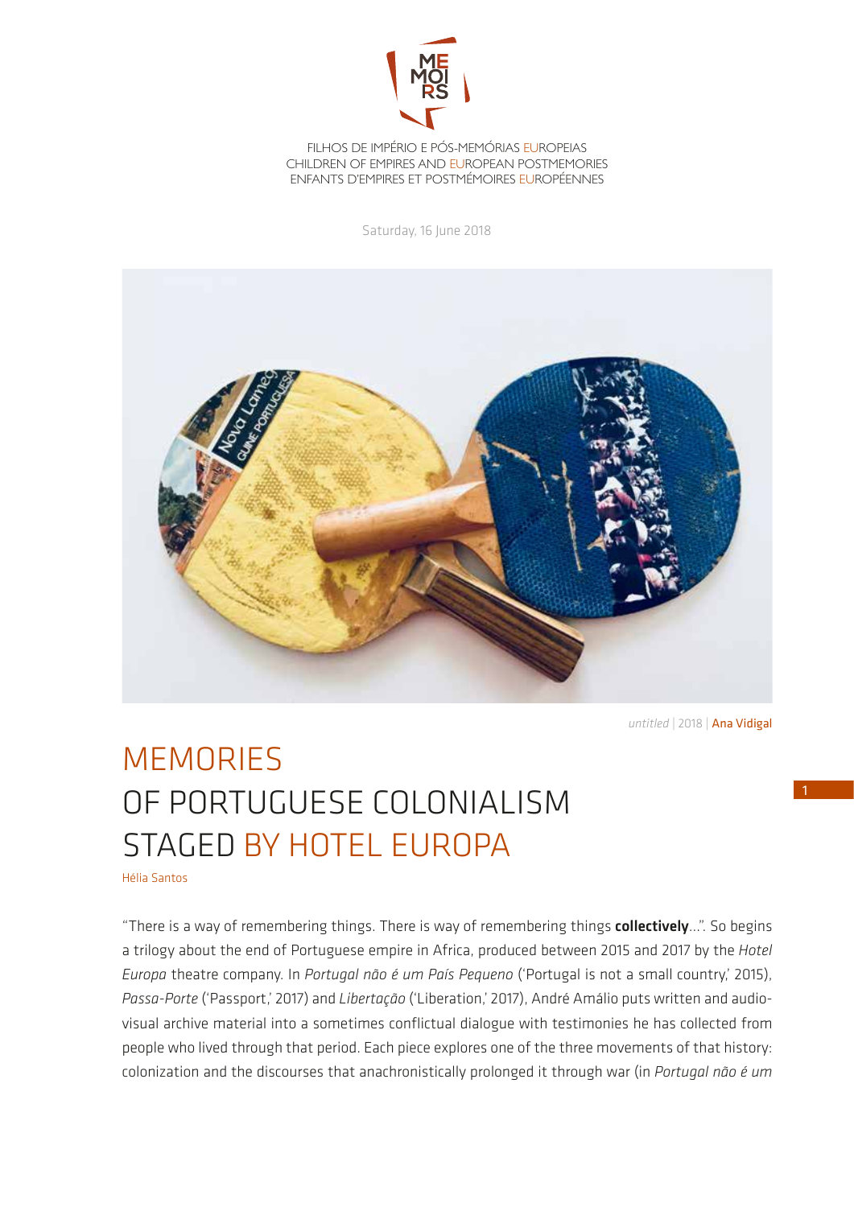FILHOS DE IMPÉRIO E PÓS-MEMÓRIAS EUROPEIAS
CHILDREN OF EMPIRES AND EUROPEAN POSTMEMORIES
ENFANTS D'EMPIRES ET POSTMÉMOIRES EUROPÉENNES

Saturday, 16 June 2018

*untitled* | 2018 | Ana Vidigal

# MEMORIES OF PORTUGUESE COLONIALISM STAGED BY HOTEL EUROPA

Hélia Santos

"There is a way of remembering things. There is way of remembering things **collectively**…". So begins a trilogy about the end of Portuguese empire in Africa, produced between 2015 and 2017 by the *Hotel Europa* theatre company. In *Portugal não é um País Pequeno* ('Portugal is not a small country,' 2015), *Passa-Porte* ('Passport,' 2017) and *Libertação* ('Liberation,' 2017), André Amálio puts written and audio-visual archive material into a sometimes conflictual dialogue with testimonies he has collected from people who lived through that period. Each piece explores one of the three movements of that history: colonization and the discourses that anachronistically prolonged it through war (in *Portugal não é um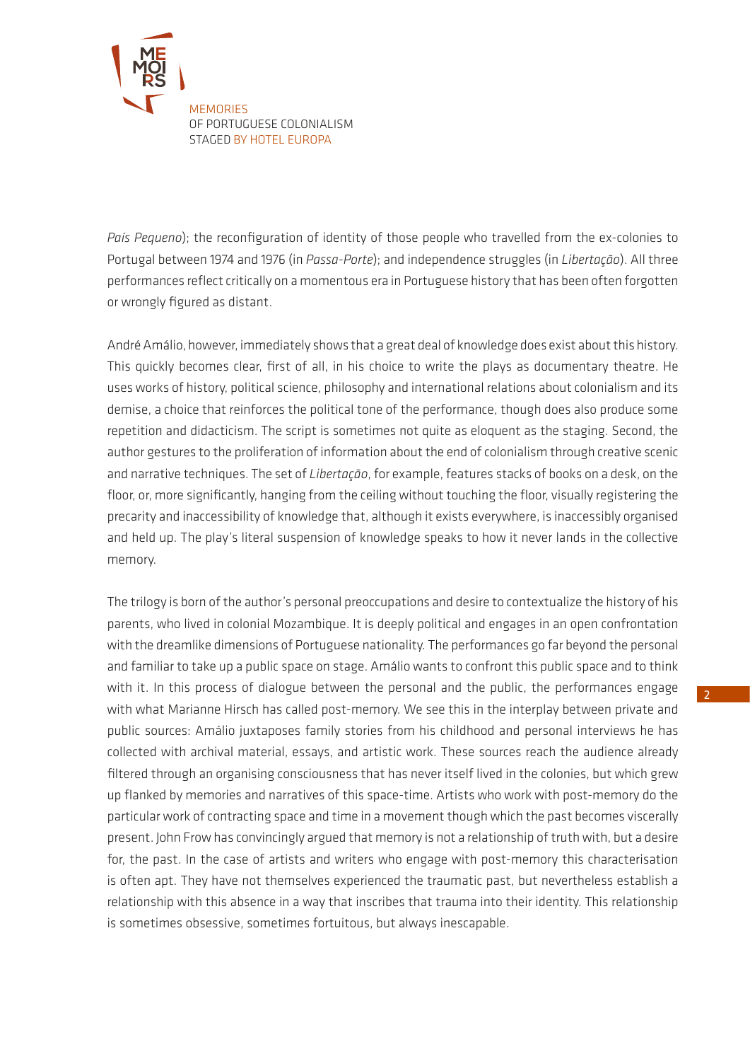*País Pequeno*); the reconfiguration of identity of those people who travelled from the ex-colonies to Portugal between 1974 and 1976 (in *Passa-Porte*); and independence struggles (in *Libertação*). All three performances reflect critically on a momentous era in Portuguese history that has been often forgotten or wrongly figured as distant.

André Amálio, however, immediately shows that a great deal of knowledge does exist about this history. This quickly becomes clear, first of all, in his choice to write the plays as documentary theatre. He uses works of history, political science, philosophy and international relations about colonialism and its demise, a choice that reinforces the political tone of the performance, though does also produce some repetition and didacticism. The script is sometimes not quite as eloquent as the staging. Second, the author gestures to the proliferation of information about the end of colonialism through creative scenic and narrative techniques. The set of *Libertação*, for example, features stacks of books on a desk, on the floor, or, more significantly, hanging from the ceiling without touching the floor, visually registering the precarity and inaccessibility of knowledge that, although it exists everywhere, is inaccessibly organised and held up. The play's literal suspension of knowledge speaks to how it never lands in the collective memory.

The trilogy is born of the author's personal preoccupations and desire to contextualize the history of his parents, who lived in colonial Mozambique. It is deeply political and engages in an open confrontation with the dreamlike dimensions of Portuguese nationality. The performances go far beyond the personal and familiar to take up a public space on stage. Amálio wants to confront this public space and to think with it. In this process of dialogue between the personal and the public, the performances engage with what Marianne Hirsch has called post-memory. We see this in the interplay between private and public sources: Amálio juxtaposes family stories from his childhood and personal interviews he has collected with archival material, essays, and artistic work. These sources reach the audience already filtered through an organising consciousness that has never itself lived in the colonies, but which grew up flanked by memories and narratives of this space-time. Artists who work with post-memory do the particular work of contracting space and time in a movement though which the past becomes viscerally present. John Frow has convincingly argued that memory is not a relationship of truth with, but a desire for, the past. In the case of artists and writers who engage with post-memory this characterisation is often apt. They have not themselves experienced the traumatic past, but nevertheless establish a relationship with this absence in a way that inscribes that trauma into their identity. This relationship is sometimes obsessive, sometimes fortuitous, but always inescapable.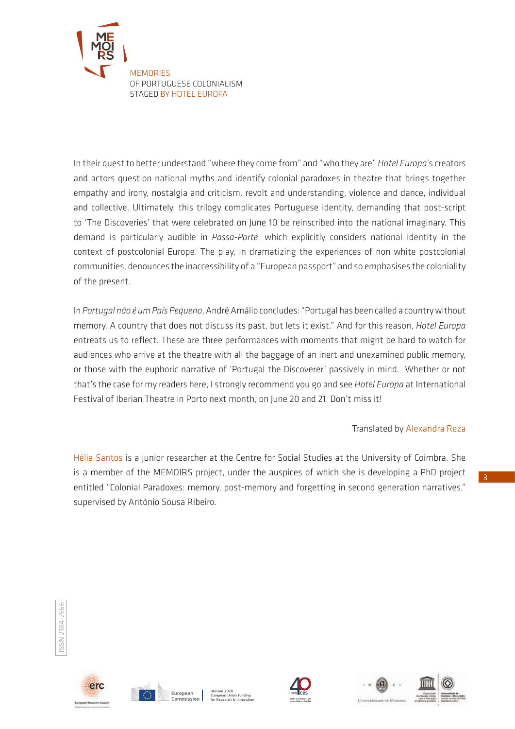In their quest to better understand "where they come from" and "who they are" *Hotel Europa*'s creators and actors question national myths and identify colonial paradoxes in theatre that brings together empathy and irony, nostalgia and criticism, revolt and understanding, violence and dance, individual and collective. Ultimately, this trilogy complicates Portuguese identity, demanding that post-script to 'The Discoveries' that were celebrated on June 10 be reinscribed into the national imaginary. This demand is particularly audible in *Passa-Porte*, which explicitly considers national identity in the context of postcolonial Europe. The play, in dramatizing the experiences of non-white postcolonial communities, denounces the inaccessibility of a "European passport" and so emphasises the coloniality of the present.

In *Portugal não é um País Pequeno*, André Amálio concludes: "Portugal has been called a country without memory. A country that does not discuss its past, but lets it exist." And for this reason, *Hotel Europa* entreats us to reflect. These are three performances with moments that might be hard to watch for audiences who arrive at the theatre with all the baggage of an inert and unexamined public memory, or those with the euphoric narrative of 'Portugal the Discoverer' passively in mind. Whether or not that's the case for my readers here, I strongly recommend you go and see *Hotel Europa* at International Festival of Iberian Theatre in Porto next month, on June 20 and 21. Don't miss it!

Translated by Alexandra Reza

Hélia Santos is a junior researcher at the Centre for Social Studies at the University of Coimbra. She is a member of the MEMOIRS project, under the auspices of which she is developing a PhD project entitled "Colonial Paradoxes: memory, post-memory and forgetting in second generation narratives," supervised by António Sousa Ribeiro.